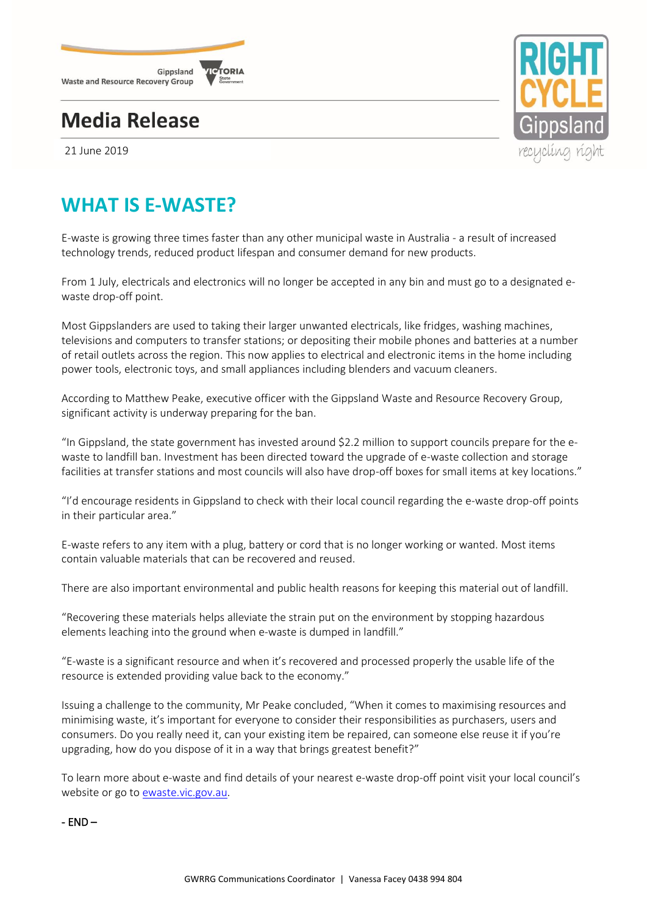Gippsland Waste and Resource Recovery Group

# Media Release

21 June 2019

## WHAT IS E-WASTE?

E-waste is growing three times faster than any other municipal waste in Australia - a result of increased technology trends, reduced product lifespan and consumer demand for new products.

From 1 July, electricals and electronics will no longer be accepted in any bin and must go to a designated e-waste drop-off point.

Most Gippslanders are used to taking their larger unwanted electricals, like fridges, washing machines, televisions and computers to transfer stations; or depositing their mobile phones and batteries at a number of retail outlets across the region. This now applies to electrical and electronic items in the home including power tools, electronic toys, and small appliances including blenders and vacuum cleaners.

According to Matthew Peake, executive officer with the Gippsland Waste and Resource Recovery Group, significant activity is underway preparing for the ban.

"In Gippsland, the state government has invested around $2.2 million to support councils prepare for the e-waste to landfill ban. Investment has been directed toward the upgrade of e-waste collection and storage facilities at transfer stations and most councils will also have drop-off boxes for small items at key locations."

"I'd encourage residents in Gippsland to check with their local council regarding the e-waste drop-off points in their particular area."

E-waste refers to any item with a plug, battery or cord that is no longer working or wanted. Most items contain valuable materials that can be recovered and reused.

There are also important environmental and public health reasons for keeping this material out of landfill.

"Recovering these materials helps alleviate the strain put on the environment by stopping hazardous elements leaching into the ground when e-waste is dumped in landfill."

"E-waste is a significant resource and when it's recovered and processed properly the usable life of the resource is extended providing value back to the economy."

Issuing a challenge to the community, Mr Peake concluded, "When it comes to maximising resources and minimising waste, it's important for everyone to consider their responsibilities as purchasers, users and consumers. Do you really need it, can your existing item be repaired, can someone else reuse it if you're upgrading, how do you dispose of it in a way that brings greatest benefit?"

To learn more about e-waste and find details of your nearest e-waste drop-off point visit your local council's website or go to [ewaste.vic.gov.au](ewaste.vic.gov.au).

**- END –**

GWRRG Communications Coordinator | Vanessa Facey 0438 994 804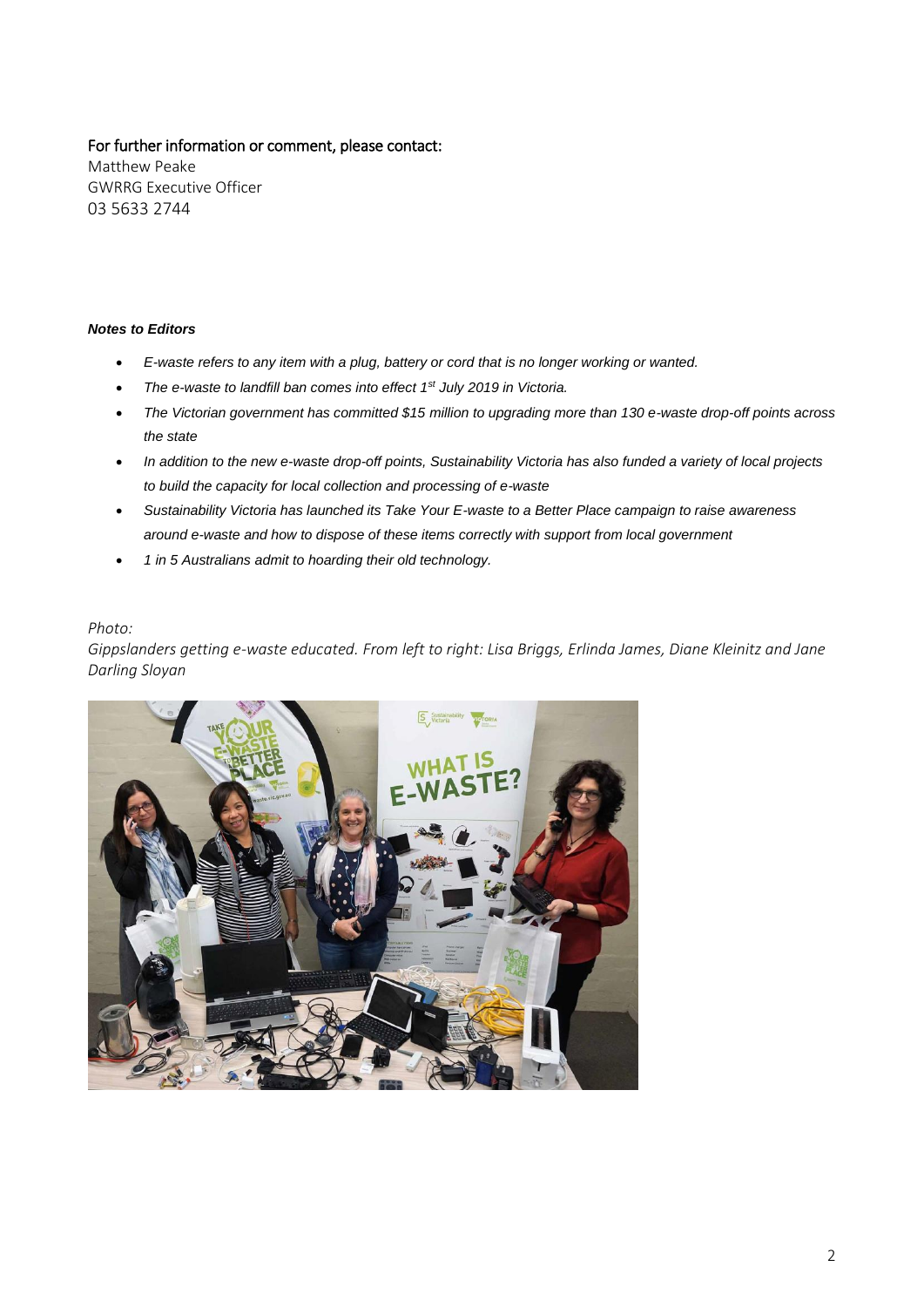For further information or comment, please contact:
Matthew Peake
GWRRG Executive Officer
03 5633 2744

***Notes to Editors***

- *E-waste refers to any item with a plug, battery or cord that is no longer working or wanted.*
- *The e-waste to landfill ban comes into effect 1st July 2019 in Victoria.*
- *The Victorian government has committed $15 million to upgrading more than 130 e-waste drop-off points across the state*
- *In addition to the new e-waste drop-off points, Sustainability Victoria has also funded a variety of local projects to build the capacity for local collection and processing of e-waste*
- *Sustainability Victoria has launched its Take Your E-waste to a Better Place campaign to raise awareness around e-waste and how to dispose of these items correctly with support from local government*
- *1 in 5 Australians admit to hoarding their old technology.*

*Photo:*
*Gippslanders getting e-waste educated. From left to right: Lisa Briggs, Erlinda James, Diane Kleinitz and Jane Darling Sloyan*